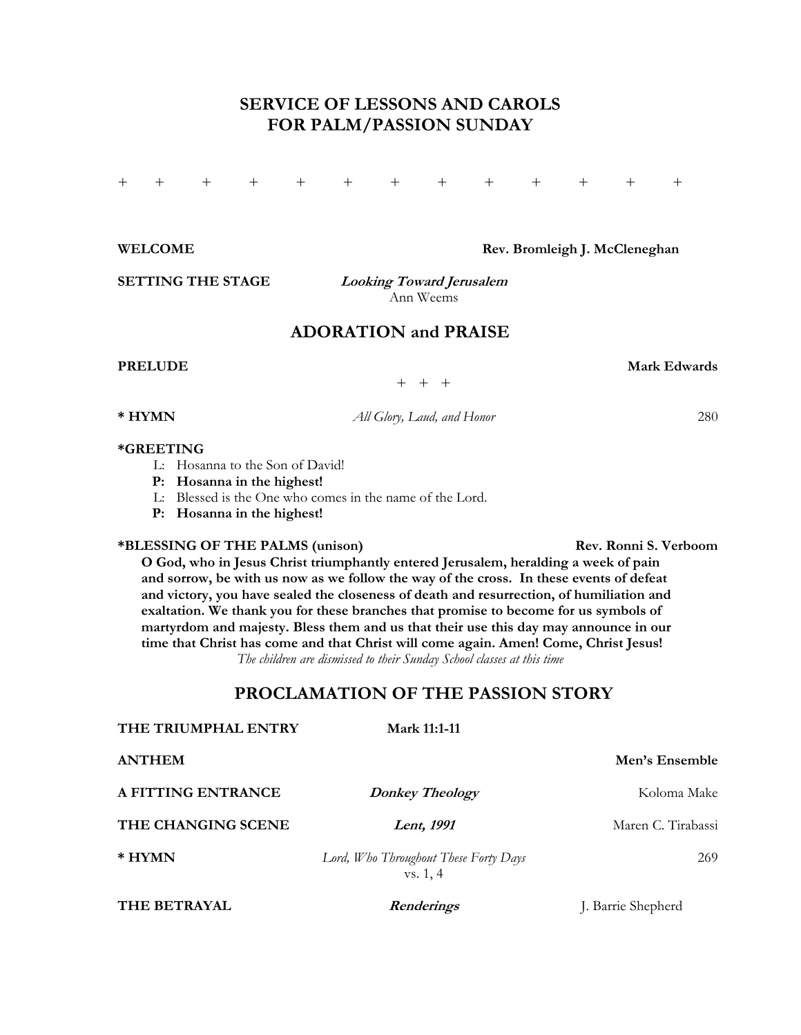# SERVICE OF LESSONS AND CAROLS
# FOR PALM/PASSION SUNDAY

\+ + + + + + + + + + + + +

**WELCOME** **Rev. Bromleigh J. McCleneghan**

**SETTING THE STAGE** ***Looking Toward Jerusalem***
Ann Weems

## ADORATION and PRAISE

**PRELUDE** **Mark Edwards**

\+ + +

**\* HYMN** *All Glory, Laud, and Honor* 280

**\*GREETING**

L: Hosanna to the Son of David!
**P: Hosanna in the highest!**
L: Blessed is the One who comes in the name of the Lord.
**P: Hosanna in the highest!**

**\*BLESSING OF THE PALMS (unison)** **Rev. Ronni S. Verboom**

**O God, who in Jesus Christ triumphantly entered Jerusalem, heralding a week of pain and sorrow, be with us now as we follow the way of the cross. In these events of defeat and victory, you have sealed the closeness of death and resurrection, of humiliation and exaltation. We thank you for these branches that promise to become for us symbols of martyrdom and majesty. Bless them and us that their use this day may announce in our time that Christ has come and that Christ will come again. Amen! Come, Christ Jesus!**

*The children are dismissed to their Sunday School classes at this time*

## PROCLAMATION OF THE PASSION STORY

**THE TRIUMPHAL ENTRY** **Mark 11:1-11**

**ANTHEM** **Men's Ensemble**

**A FITTING ENTRANCE** ***Donkey Theology*** Koloma Make

**THE CHANGING SCENE** ***Lent, 1991*** Maren C. Tirabassi

**\* HYMN** *Lord, Who Throughout These Forty Days* 269
vs. 1, 4

**THE BETRAYAL** ***Renderings*** J. Barrie Shepherd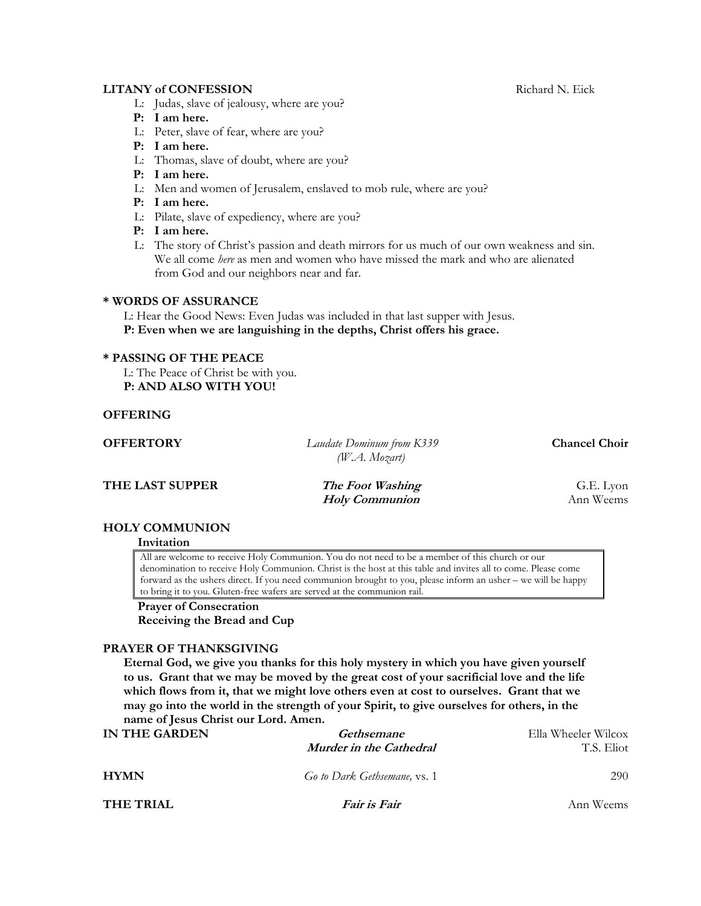**LITANY of CONFESSION** Richard N. Eick

L: Judas, slave of jealousy, where are you?

**P: I am here.**

L: Peter, slave of fear, where are you?

**P: I am here.**

L: Thomas, slave of doubt, where are you?

**P: I am here.**

L: Men and women of Jerusalem, enslaved to mob rule, where are you?

**P: I am here.**

L: Pilate, slave of expediency, where are you?

**P: I am here.**

L: The story of Christ's passion and death mirrors for us much of our own weakness and sin. We all come *here* as men and women who have missed the mark and who are alienated from God and our neighbors near and far.

**\* WORDS OF ASSURANCE**

L: Hear the Good News: Even Judas was included in that last supper with Jesus.

**P: Even when we are languishing in the depths, Christ offers his grace.**

**\* PASSING OF THE PEACE**

L: The Peace of Christ be with you.

**P: AND ALSO WITH YOU!**

**OFFERING**

**OFFERTORY** *Laudate Dominum from K339 (W.A. Mozart)* **Chancel Choir**

**THE LAST SUPPER** ***The Foot Washing*** G.E. Lyon
***Holy Communion*** Ann Weems

**HOLY COMMUNION**

**Invitation**

> All are welcome to receive Holy Communion. You do not need to be a member of this church or our denomination to receive Holy Communion. Christ is the host at this table and invites all to come. Please come forward as the ushers direct. If you need communion brought to you, please inform an usher – we will be happy to bring it to you. Gluten-free wafers are served at the communion rail.

**Prayer of Consecration**

**Receiving the Bread and Cup**

**PRAYER OF THANKSGIVING**

**Eternal God, we give you thanks for this holy mystery in which you have given yourself to us. Grant that we may be moved by the great cost of your sacrificial love and the life which flows from it, that we might love others even at cost to ourselves. Grant that we may go into the world in the strength of your Spirit, to give ourselves for others, in the name of Jesus Christ our Lord. Amen.**

**IN THE GARDEN** ***Gethsemane*** Ella Wheeler Wilcox
***Murder in the Cathedral*** T.S. Eliot

**HYMN** *Go to Dark Gethsemane,* vs. 1 290

**THE TRIAL** ***Fair is Fair*** Ann Weems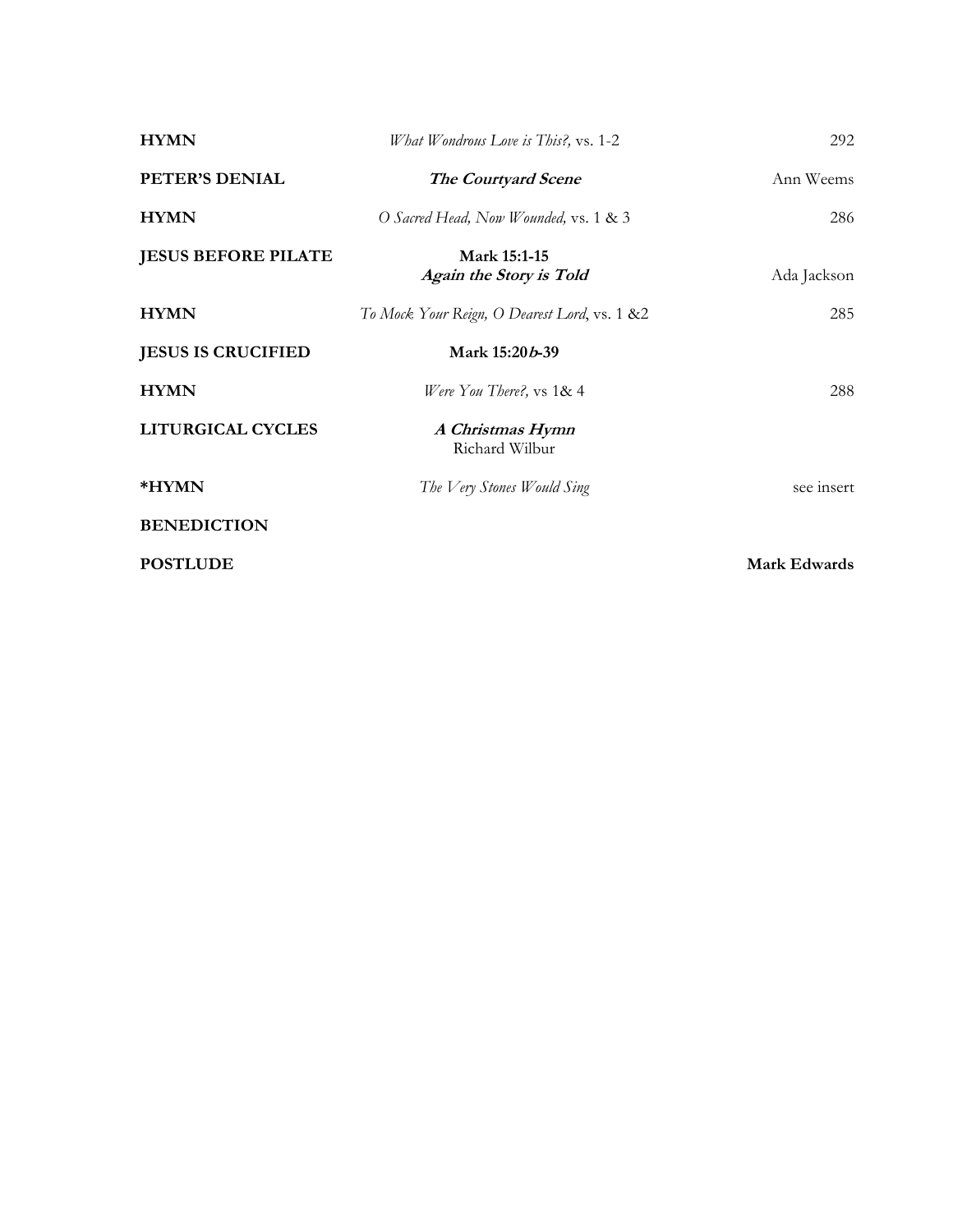| | | |
|---|---|---|
| **HYMN** | *What Wondrous Love is This?,* vs. 1-2 | 292 |
| **PETER'S DENIAL** | ***The Courtyard Scene*** | Ann Weems |
| **HYMN** | *O Sacred Head, Now Wounded,* vs. 1 & 3 | 286 |
| **JESUS BEFORE PILATE** | **Mark 15:1-15**<br>***Again the Story is Told*** | Ada Jackson |
| **HYMN** | *To Mock Your Reign, O Dearest Lord*, vs. 1 &2 | 285 |
| **JESUS IS CRUCIFIED** | **Mark 15:20*b*-39** | |
| **HYMN** | *Were You There?,* vs 1& 4 | 288 |
| **LITURGICAL CYCLES** | ***A Christmas Hymn***<br>Richard Wilbur | |
| ***HYMN** | *The Very Stones Would Sing* | see insert |
| **BENEDICTION** | | |
| **POSTLUDE** | | **Mark Edwards** |